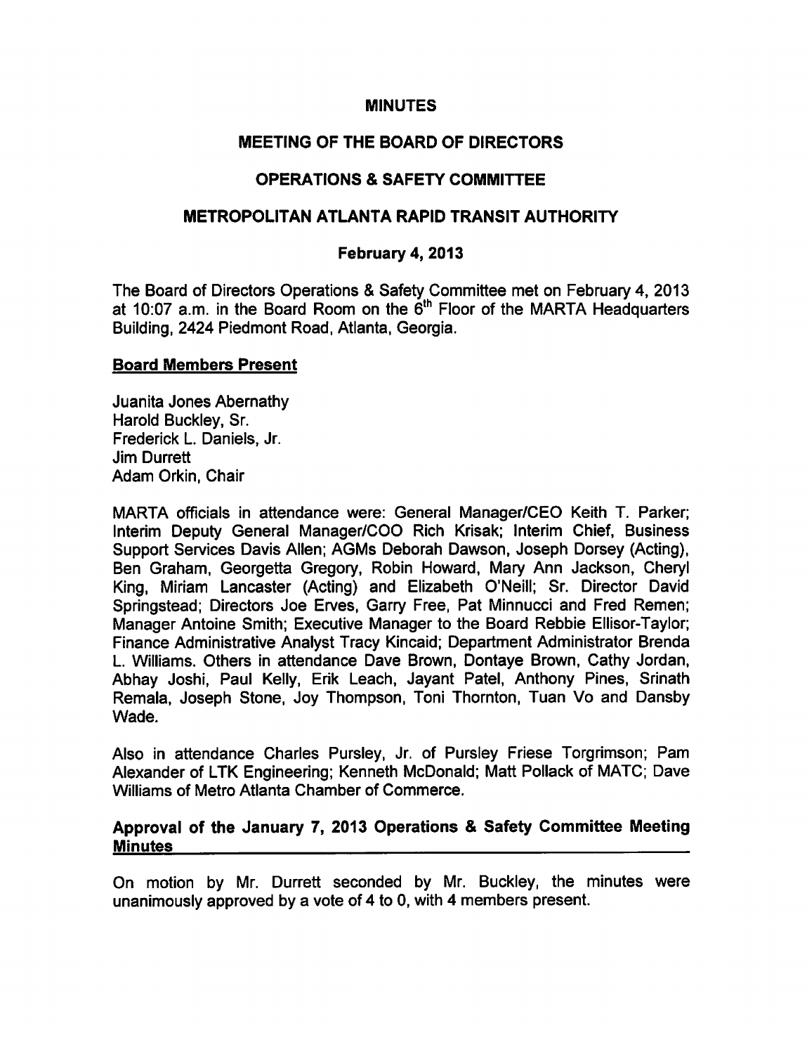# MINUTES

## MEETING OF THE BOARD OF DIRECTORS

## OPERATIONS & SAFETY COMMITTEE

## METROPOLITAN ATLANTA RAPID TRANSIT AUTHORITY

### February 4, 2013

The Board of Directors Operations & Safety Committee met on February 4, 2013 at 10:07 a.m. in the Board Room on the 6th Floor of the MARTA Headquarters Building, 2424 Piedmont Road, Atlanta, Georgia.

**Board Members Present**

Juanita Jones Abernathy
Harold Buckley, Sr.
Frederick L. Daniels, Jr.
Jim Durrett
Adam Orkin, Chair

MARTA officials in attendance were: General Manager/CEO Keith T. Parker; Interim Deputy General Manager/COO Rich Krisak; Interim Chief, Business Support Services Davis Allen; AGMs Deborah Dawson, Joseph Dorsey (Acting), Ben Graham, Georgetta Gregory, Robin Howard, Mary Ann Jackson, Cheryl King, Miriam Lancaster (Acting) and Elizabeth O'Neill; Sr. Director David Springstead; Directors Joe Erves, Garry Free, Pat Minnucci and Fred Remen; Manager Antoine Smith; Executive Manager to the Board Rebbie Ellisor-Taylor; Finance Administrative Analyst Tracy Kincaid; Department Administrator Brenda L. Williams. Others in attendance Dave Brown, Dontaye Brown, Cathy Jordan, Abhay Joshi, Paul Kelly, Erik Leach, Jayant Patel, Anthony Pines, Srinath Remala, Joseph Stone, Joy Thompson, Toni Thornton, Tuan Vo and Dansby Wade.

Also in attendance Charles Pursley, Jr. of Pursley Friese Torgrimson; Pam Alexander of LTK Engineering; Kenneth McDonald; Matt Pollack of MATC; Dave Williams of Metro Atlanta Chamber of Commerce.

**Approval of the January 7, 2013 Operations & Safety Committee Meeting Minutes**

On motion by Mr. Durrett seconded by Mr. Buckley, the minutes were unanimously approved by a vote of 4 to 0, with 4 members present.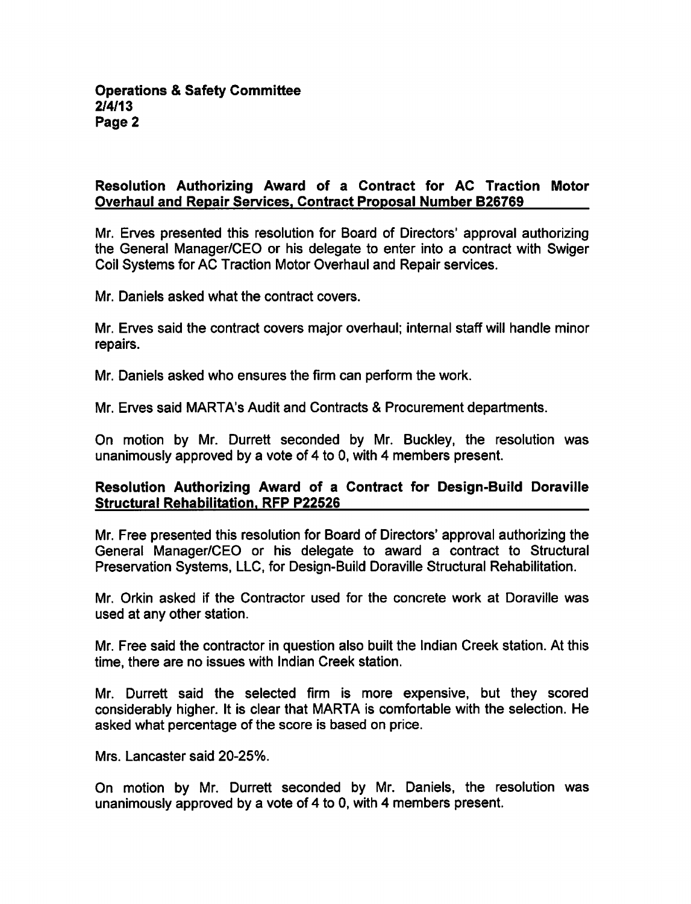**Resolution Authorizing Award of a Contract for AC Traction Motor Overhaul and Repair Services, Contract Proposal Number B26769**

Mr. Erves presented this resolution for Board of Directors' approval authorizing the General Manager/CEO or his delegate to enter into a contract with Swiger Coil Systems for AC Traction Motor Overhaul and Repair services.

Mr. Daniels asked what the contract covers.

Mr. Erves said the contract covers major overhaul; internal staff will handle minor repairs.

Mr. Daniels asked who ensures the firm can perform the work.

Mr. Erves said MARTA's Audit and Contracts & Procurement departments.

On motion by Mr. Durrett seconded by Mr. Buckley, the resolution was unanimously approved by a vote of 4 to 0, with 4 members present.

**Resolution Authorizing Award of a Contract for Design-Build Doraville Structural Rehabilitation, RFP P22526**

Mr. Free presented this resolution for Board of Directors' approval authorizing the General Manager/CEO or his delegate to award a contract to Structural Preservation Systems, LLC, for Design-Build Doraville Structural Rehabilitation.

Mr. Orkin asked if the Contractor used for the concrete work at Doraville was used at any other station.

Mr. Free said the contractor in question also built the Indian Creek station. At this time, there are no issues with Indian Creek station.

Mr. Durrett said the selected firm is more expensive, but they scored considerably higher. It is clear that MARTA is comfortable with the selection. He asked what percentage of the score is based on price.

Mrs. Lancaster said 20-25%.

On motion by Mr. Durrett seconded by Mr. Daniels, the resolution was unanimously approved by a vote of 4 to 0, with 4 members present.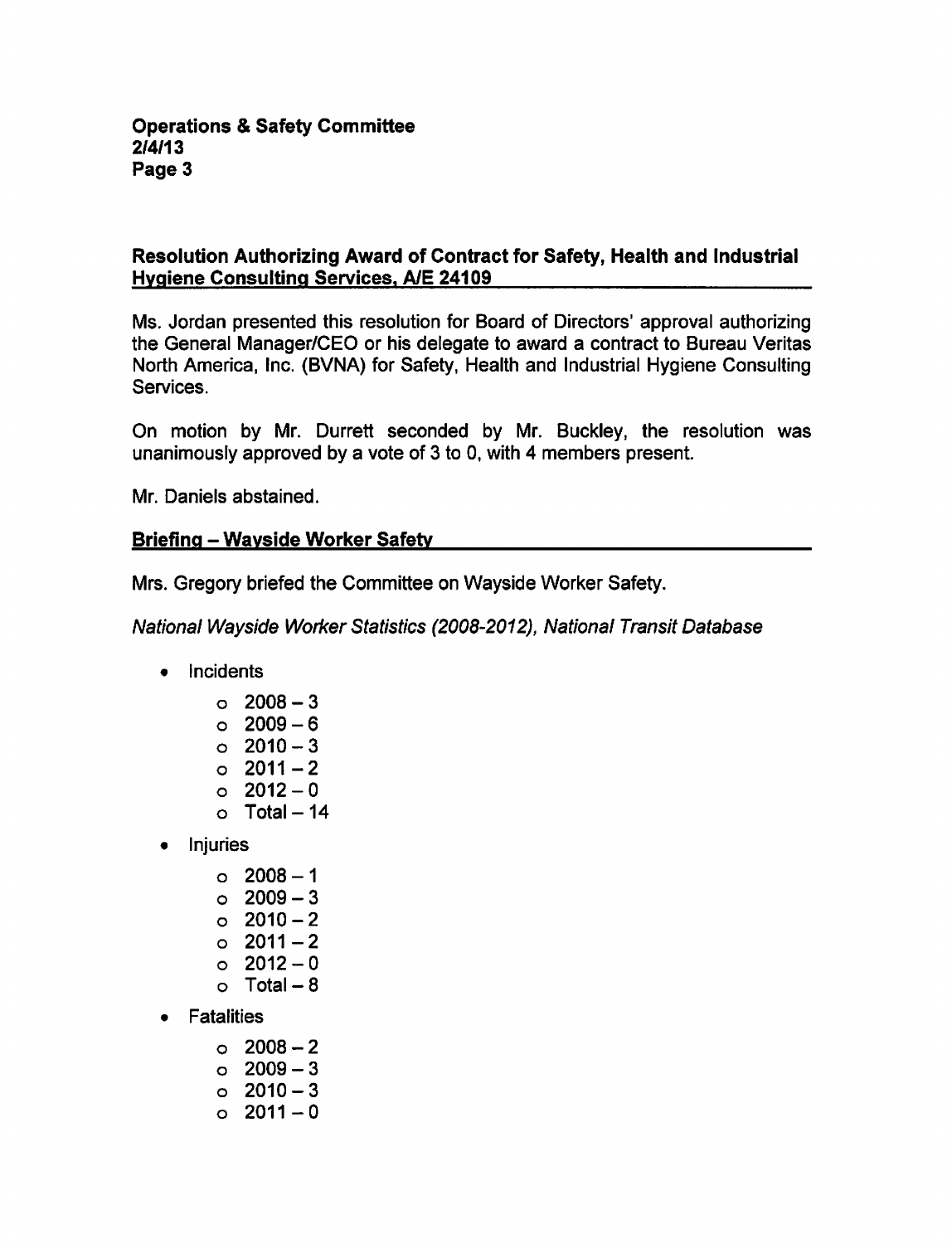## Resolution Authorizing Award of Contract for Safety, Health and Industrial Hygiene Consulting Services, A/E 24109

Ms. Jordan presented this resolution for Board of Directors' approval authorizing the General Manager/CEO or his delegate to award a contract to Bureau Veritas North America, Inc. (BVNA) for Safety, Health and Industrial Hygiene Consulting Services.

On motion by Mr. Durrett seconded by Mr. Buckley, the resolution was unanimously approved by a vote of 3 to 0, with 4 members present.

Mr. Daniels abstained.

## Briefing – Wayside Worker Safety

Mrs. Gregory briefed the Committee on Wayside Worker Safety.

*National Wayside Worker Statistics (2008-2012), National Transit Database*

- Incidents
  - 2008 – 3
  - 2009 – 6
  - 2010 – 3
  - 2011 – 2
  - 2012 – 0
  - Total – 14
- Injuries
  - 2008 – 1
  - 2009 – 3
  - 2010 – 2
  - 2011 – 2
  - 2012 – 0
  - Total – 8
- Fatalities
  - 2008 – 2
  - 2009 – 3
  - 2010 – 3
  - 2011 – 0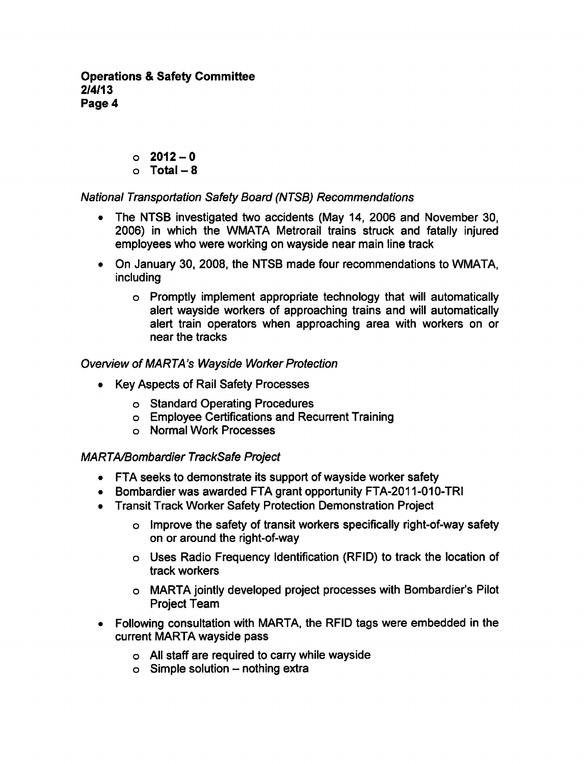- **2012 – 0**
- **Total – 8**

*National Transportation Safety Board (NTSB) Recommendations*

- The NTSB investigated two accidents (May 14, 2006 and November 30, 2006) in which the WMATA Metrorail trains struck and fatally injured employees who were working on wayside near main line track
- On January 30, 2008, the NTSB made four recommendations to WMATA, including
  - Promptly implement appropriate technology that will automatically alert wayside workers of approaching trains and will automatically alert train operators when approaching area with workers on or near the tracks

*Overview of MARTA's Wayside Worker Protection*

- Key Aspects of Rail Safety Processes
  - Standard Operating Procedures
  - Employee Certifications and Recurrent Training
  - Normal Work Processes

*MARTA/Bombardier TrackSafe Project*

- FTA seeks to demonstrate its support of wayside worker safety
- Bombardier was awarded FTA grant opportunity FTA-2011-010-TRI
- Transit Track Worker Safety Protection Demonstration Project
  - Improve the safety of transit workers specifically right-of-way safety on or around the right-of-way
  - Uses Radio Frequency Identification (RFID) to track the location of track workers
  - MARTA jointly developed project processes with Bombardier's Pilot Project Team
- Following consultation with MARTA, the RFID tags were embedded in the current MARTA wayside pass
  - All staff are required to carry while wayside
  - Simple solution – nothing extra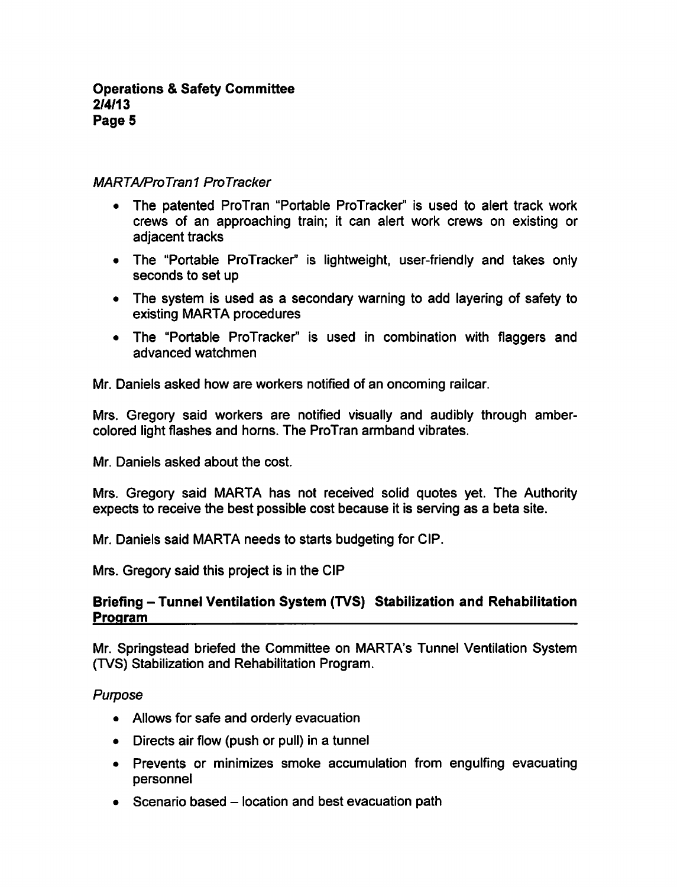*MARTA/ProTran1 ProTracker*

- The patented ProTran "Portable ProTracker" is used to alert track work crews of an approaching train; it can alert work crews on existing or adjacent tracks
- The "Portable ProTracker" is lightweight, user-friendly and takes only seconds to set up
- The system is used as a secondary warning to add layering of safety to existing MARTA procedures
- The "Portable ProTracker" is used in combination with flaggers and advanced watchmen

Mr. Daniels asked how are workers notified of an oncoming railcar.

Mrs. Gregory said workers are notified visually and audibly through amber-colored light flashes and horns. The ProTran armband vibrates.

Mr. Daniels asked about the cost.

Mrs. Gregory said MARTA has not received solid quotes yet. The Authority expects to receive the best possible cost because it is serving as a beta site.

Mr. Daniels said MARTA needs to starts budgeting for CIP.

Mrs. Gregory said this project is in the CIP

## Briefing – Tunnel Ventilation System (TVS) Stabilization and Rehabilitation Program

Mr. Springstead briefed the Committee on MARTA's Tunnel Ventilation System (TVS) Stabilization and Rehabilitation Program.

*Purpose*

- Allows for safe and orderly evacuation
- Directs air flow (push or pull) in a tunnel
- Prevents or minimizes smoke accumulation from engulfing evacuating personnel
- Scenario based – location and best evacuation path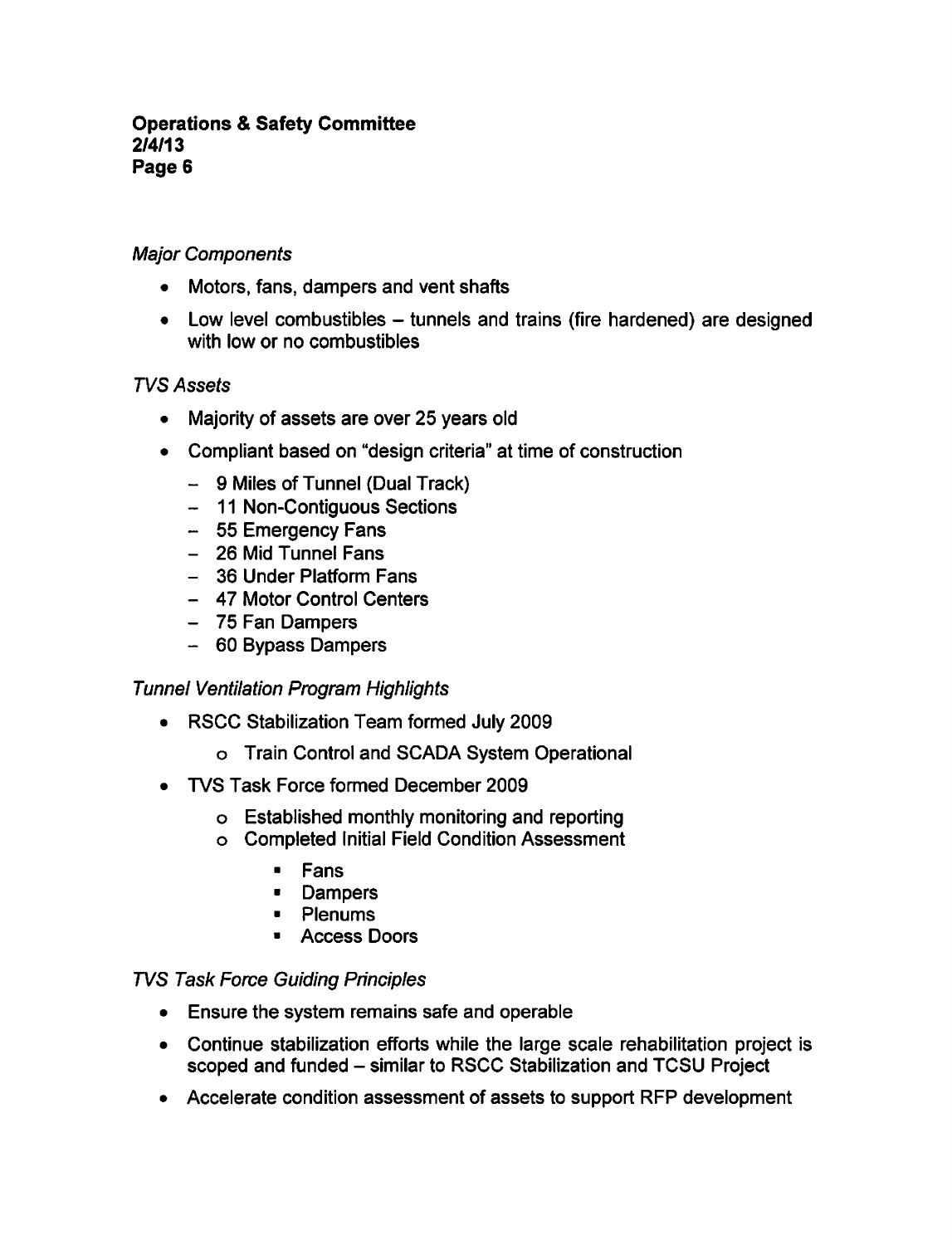*Major Components*

- Motors, fans, dampers and vent shafts
- Low level combustibles – tunnels and trains (fire hardened) are designed with low or no combustibles

*TVS Assets*

- Majority of assets are over 25 years old
- Compliant based on "design criteria" at time of construction
  - 9 Miles of Tunnel (Dual Track)
  - 11 Non-Contiguous Sections
  - 55 Emergency Fans
  - 26 Mid Tunnel Fans
  - 36 Under Platform Fans
  - 47 Motor Control Centers
  - 75 Fan Dampers
  - 60 Bypass Dampers

*Tunnel Ventilation Program Highlights*

- RSCC Stabilization Team formed July 2009
  - Train Control and SCADA System Operational
- TVS Task Force formed December 2009
  - Established monthly monitoring and reporting
  - Completed Initial Field Condition Assessment
    - Fans
    - Dampers
    - Plenums
    - Access Doors

*TVS Task Force Guiding Principles*

- Ensure the system remains safe and operable
- Continue stabilization efforts while the large scale rehabilitation project is scoped and funded – similar to RSCC Stabilization and TCSU Project
- Accelerate condition assessment of assets to support RFP development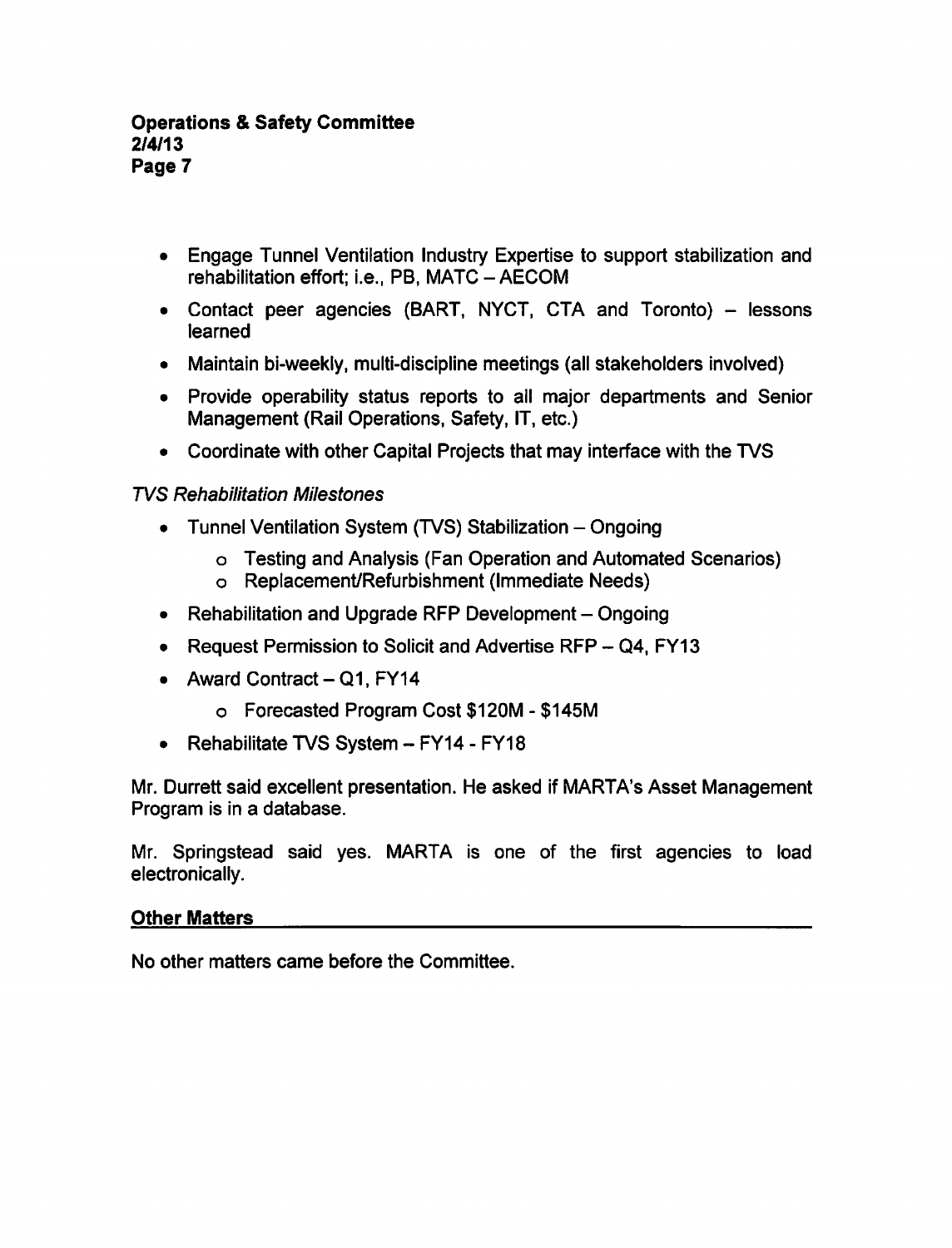- Engage Tunnel Ventilation Industry Expertise to support stabilization and rehabilitation effort; i.e., PB, MATC – AECOM
- Contact peer agencies (BART, NYCT, CTA and Toronto) – lessons learned
- Maintain bi-weekly, multi-discipline meetings (all stakeholders involved)
- Provide operability status reports to all major departments and Senior Management (Rail Operations, Safety, IT, etc.)
- Coordinate with other Capital Projects that may interface with the TVS

*TVS Rehabilitation Milestones*

- Tunnel Ventilation System (TVS) Stabilization – Ongoing
    - Testing and Analysis (Fan Operation and Automated Scenarios)
    - Replacement/Refurbishment (Immediate Needs)
- Rehabilitation and Upgrade RFP Development – Ongoing
- Request Permission to Solicit and Advertise RFP – Q4, FY13
- Award Contract – Q1, FY14
    - Forecasted Program Cost $120M - $145M
- Rehabilitate TVS System – FY14 - FY18

Mr. Durrett said excellent presentation. He asked if MARTA's Asset Management Program is in a database.

Mr. Springstead said yes. MARTA is one of the first agencies to load electronically.

**Other Matters**

No other matters came before the Committee.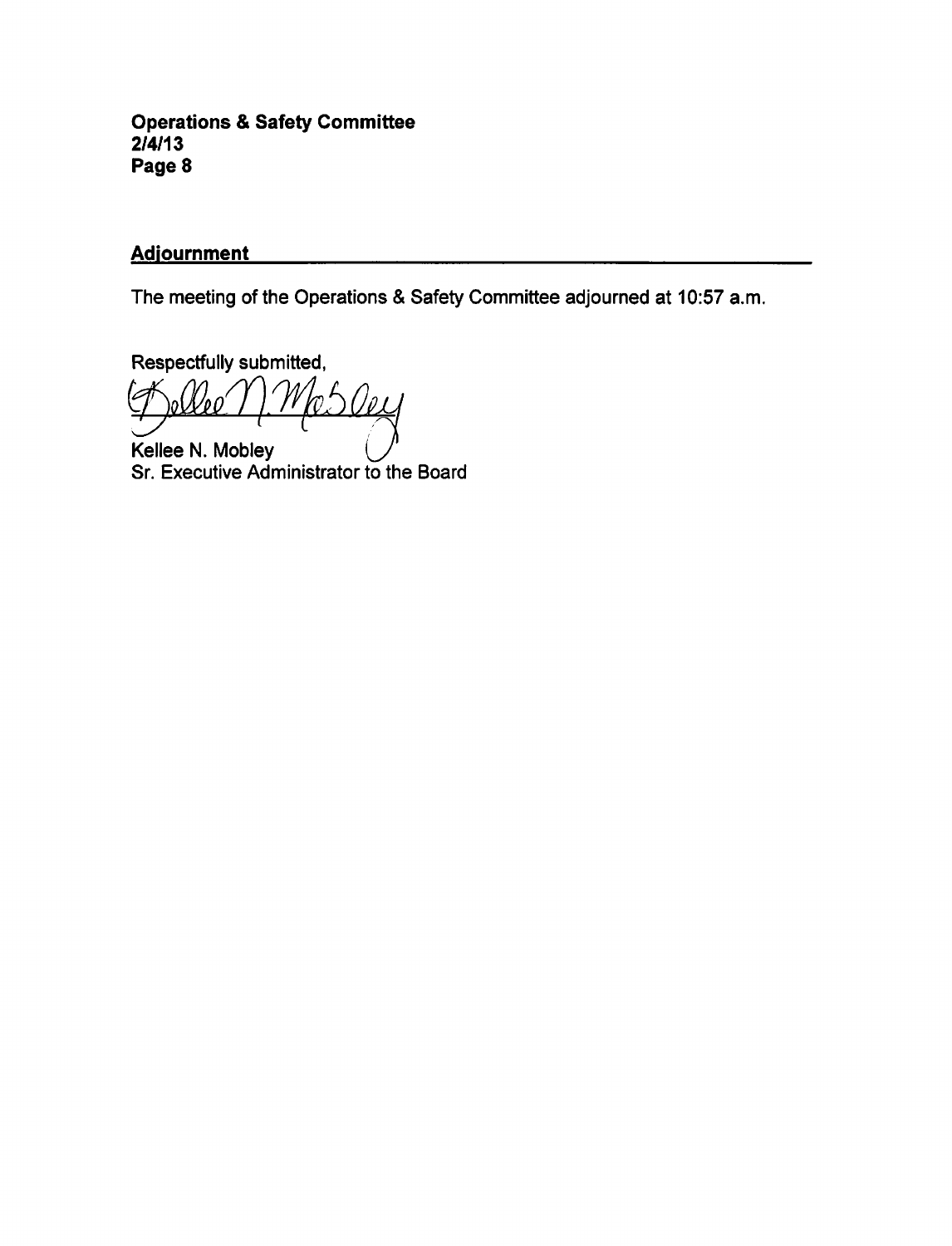## Adjournment

The meeting of the Operations & Safety Committee adjourned at 10:57 a.m.

Respectfully submitted,

Kellee N. Mobley
Sr. Executive Administrator to the Board